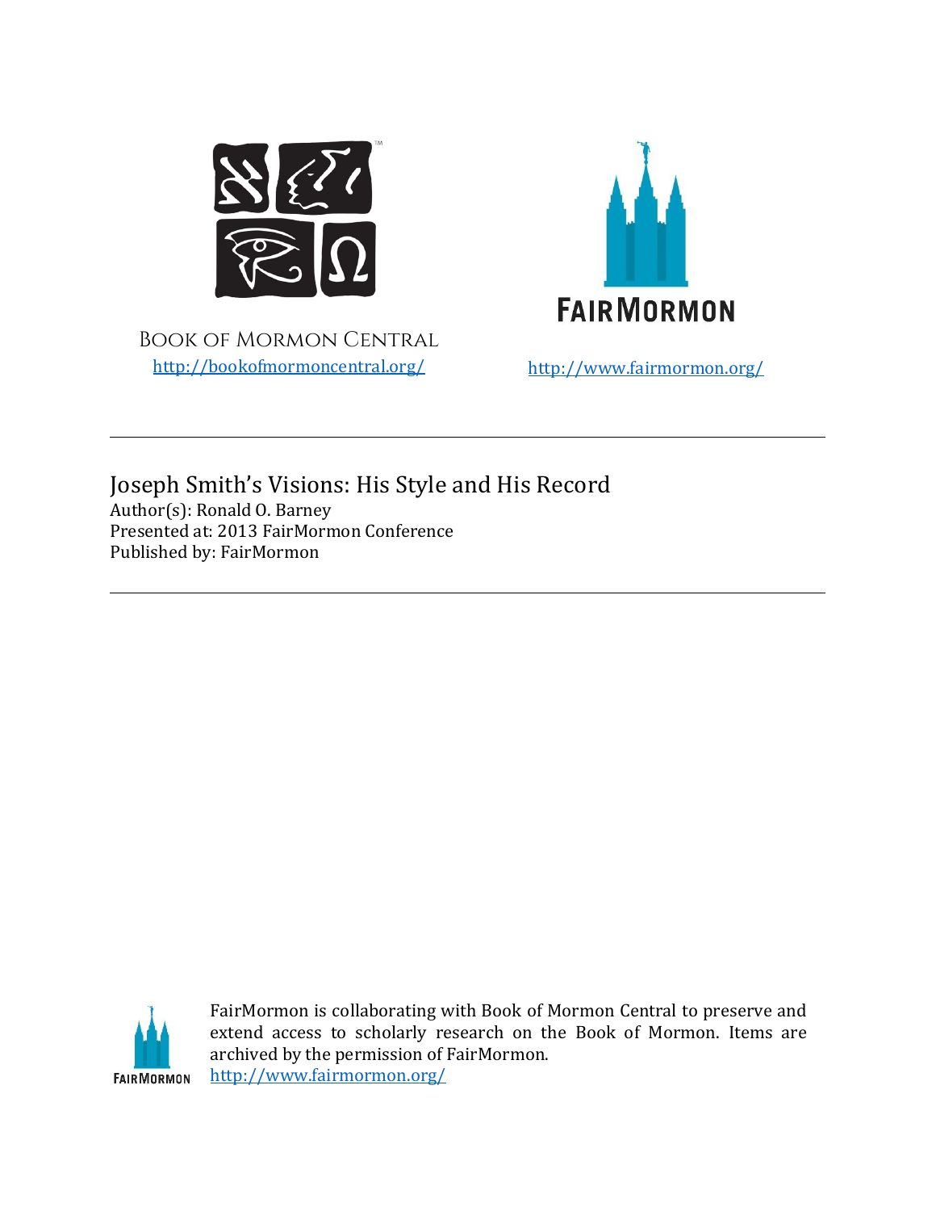Book of Mormon Central
http://bookofmormoncentral.org/

FairMormon
http://www.fairmormon.org/

---

# Joseph Smith's Visions: His Style and His Record

Author(s): Ronald O. Barney
Presented at: 2013 FairMormon Conference
Published by: FairMormon

---

FairMormon is collaborating with Book of Mormon Central to preserve and extend access to scholarly research on the Book of Mormon. Items are archived by the permission of FairMormon.
http://www.fairmormon.org/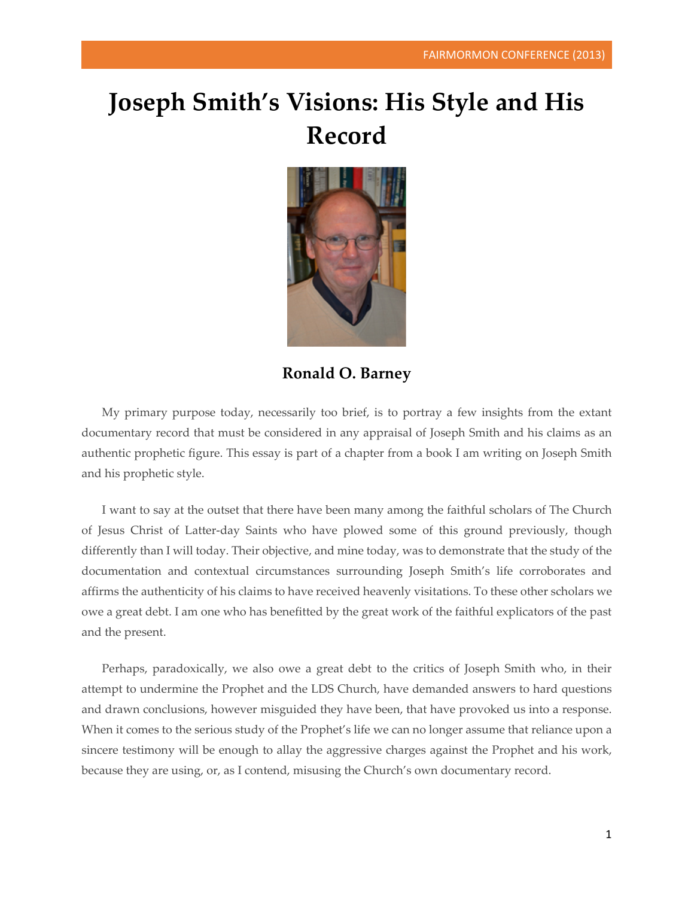# Joseph Smith's Visions: His Style and His Record

**Ronald O. Barney**

My primary purpose today, necessarily too brief, is to portray a few insights from the extant documentary record that must be considered in any appraisal of Joseph Smith and his claims as an authentic prophetic figure. This essay is part of a chapter from a book I am writing on Joseph Smith and his prophetic style.

I want to say at the outset that there have been many among the faithful scholars of The Church of Jesus Christ of Latter-day Saints who have plowed some of this ground previously, though differently than I will today. Their objective, and mine today, was to demonstrate that the study of the documentation and contextual circumstances surrounding Joseph Smith's life corroborates and affirms the authenticity of his claims to have received heavenly visitations. To these other scholars we owe a great debt. I am one who has benefitted by the great work of the faithful explicators of the past and the present.

Perhaps, paradoxically, we also owe a great debt to the critics of Joseph Smith who, in their attempt to undermine the Prophet and the LDS Church, have demanded answers to hard questions and drawn conclusions, however misguided they have been, that have provoked us into a response. When it comes to the serious study of the Prophet's life we can no longer assume that reliance upon a sincere testimony will be enough to allay the aggressive charges against the Prophet and his work, because they are using, or, as I contend, misusing the Church's own documentary record.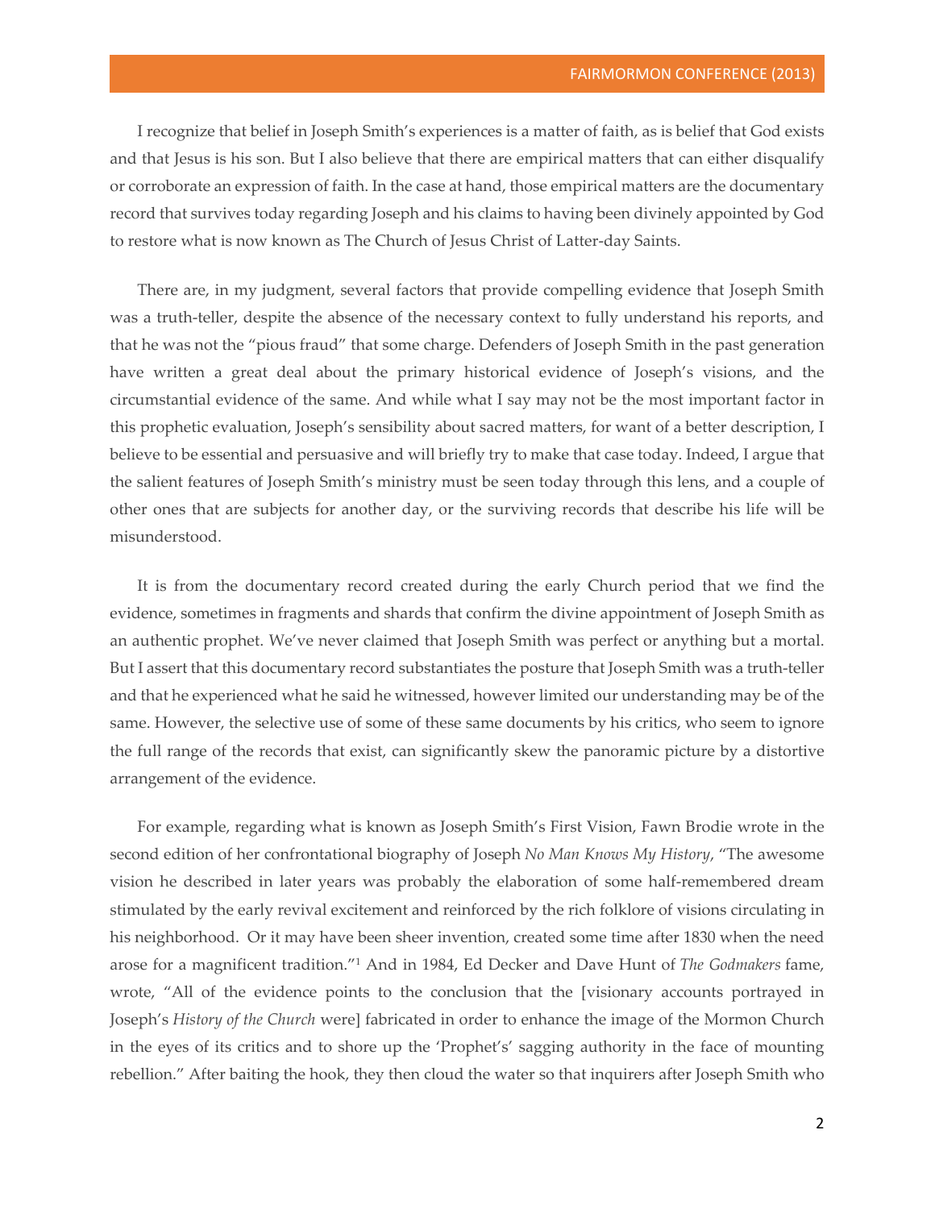I recognize that belief in Joseph Smith's experiences is a matter of faith, as is belief that God exists and that Jesus is his son. But I also believe that there are empirical matters that can either disqualify or corroborate an expression of faith. In the case at hand, those empirical matters are the documentary record that survives today regarding Joseph and his claims to having been divinely appointed by God to restore what is now known as The Church of Jesus Christ of Latter-day Saints.

There are, in my judgment, several factors that provide compelling evidence that Joseph Smith was a truth-teller, despite the absence of the necessary context to fully understand his reports, and that he was not the "pious fraud" that some charge. Defenders of Joseph Smith in the past generation have written a great deal about the primary historical evidence of Joseph's visions, and the circumstantial evidence of the same. And while what I say may not be the most important factor in this prophetic evaluation, Joseph's sensibility about sacred matters, for want of a better description, I believe to be essential and persuasive and will briefly try to make that case today. Indeed, I argue that the salient features of Joseph Smith's ministry must be seen today through this lens, and a couple of other ones that are subjects for another day, or the surviving records that describe his life will be misunderstood.

It is from the documentary record created during the early Church period that we find the evidence, sometimes in fragments and shards that confirm the divine appointment of Joseph Smith as an authentic prophet. We've never claimed that Joseph Smith was perfect or anything but a mortal. But I assert that this documentary record substantiates the posture that Joseph Smith was a truth-teller and that he experienced what he said he witnessed, however limited our understanding may be of the same. However, the selective use of some of these same documents by his critics, who seem to ignore the full range of the records that exist, can significantly skew the panoramic picture by a distortive arrangement of the evidence.

For example, regarding what is known as Joseph Smith's First Vision, Fawn Brodie wrote in the second edition of her confrontational biography of Joseph *No Man Knows My History*, "The awesome vision he described in later years was probably the elaboration of some half-remembered dream stimulated by the early revival excitement and reinforced by the rich folklore of visions circulating in his neighborhood. Or it may have been sheer invention, created some time after 1830 when the need arose for a magnificent tradition."[1] And in 1984, Ed Decker and Dave Hunt of *The Godmakers* fame, wrote, "All of the evidence points to the conclusion that the [visionary accounts portrayed in Joseph's *History of the Church* were] fabricated in order to enhance the image of the Mormon Church in the eyes of its critics and to shore up the 'Prophet's' sagging authority in the face of mounting rebellion." After baiting the hook, they then cloud the water so that inquirers after Joseph Smith who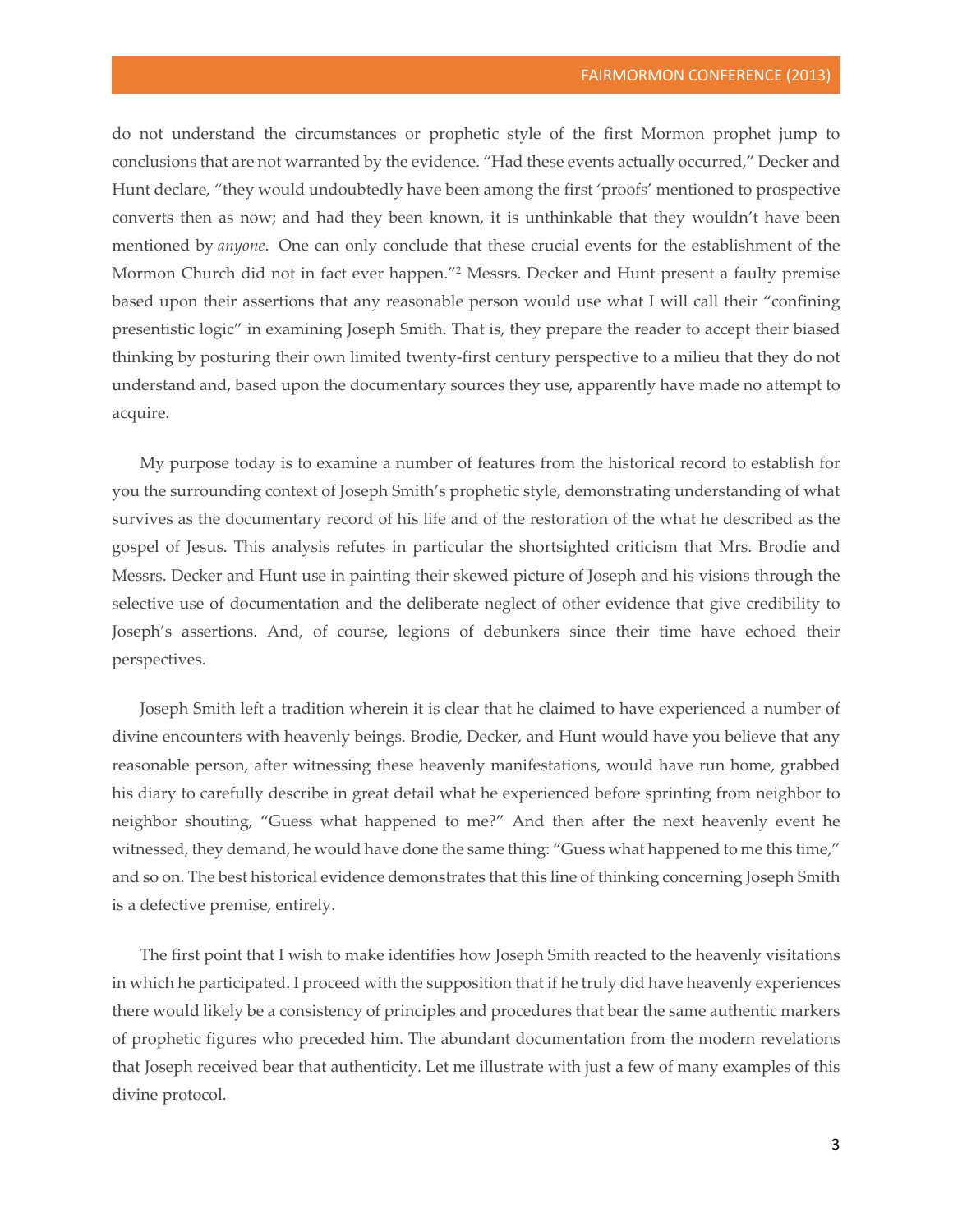do not understand the circumstances or prophetic style of the first Mormon prophet jump to conclusions that are not warranted by the evidence. "Had these events actually occurred," Decker and Hunt declare, "they would undoubtedly have been among the first 'proofs' mentioned to prospective converts then as now; and had they been known, it is unthinkable that they wouldn't have been mentioned by *anyone*. One can only conclude that these crucial events for the establishment of the Mormon Church did not in fact ever happen."[2] Messrs. Decker and Hunt present a faulty premise based upon their assertions that any reasonable person would use what I will call their "confining presentistic logic" in examining Joseph Smith. That is, they prepare the reader to accept their biased thinking by posturing their own limited twenty-first century perspective to a milieu that they do not understand and, based upon the documentary sources they use, apparently have made no attempt to acquire.

My purpose today is to examine a number of features from the historical record to establish for you the surrounding context of Joseph Smith's prophetic style, demonstrating understanding of what survives as the documentary record of his life and of the restoration of the what he described as the gospel of Jesus. This analysis refutes in particular the shortsighted criticism that Mrs. Brodie and Messrs. Decker and Hunt use in painting their skewed picture of Joseph and his visions through the selective use of documentation and the deliberate neglect of other evidence that give credibility to Joseph's assertions. And, of course, legions of debunkers since their time have echoed their perspectives.

Joseph Smith left a tradition wherein it is clear that he claimed to have experienced a number of divine encounters with heavenly beings. Brodie, Decker, and Hunt would have you believe that any reasonable person, after witnessing these heavenly manifestations, would have run home, grabbed his diary to carefully describe in great detail what he experienced before sprinting from neighbor to neighbor shouting, "Guess what happened to me?" And then after the next heavenly event he witnessed, they demand, he would have done the same thing: "Guess what happened to me this time," and so on. The best historical evidence demonstrates that this line of thinking concerning Joseph Smith is a defective premise, entirely.

The first point that I wish to make identifies how Joseph Smith reacted to the heavenly visitations in which he participated. I proceed with the supposition that if he truly did have heavenly experiences there would likely be a consistency of principles and procedures that bear the same authentic markers of prophetic figures who preceded him. The abundant documentation from the modern revelations that Joseph received bear that authenticity. Let me illustrate with just a few of many examples of this divine protocol.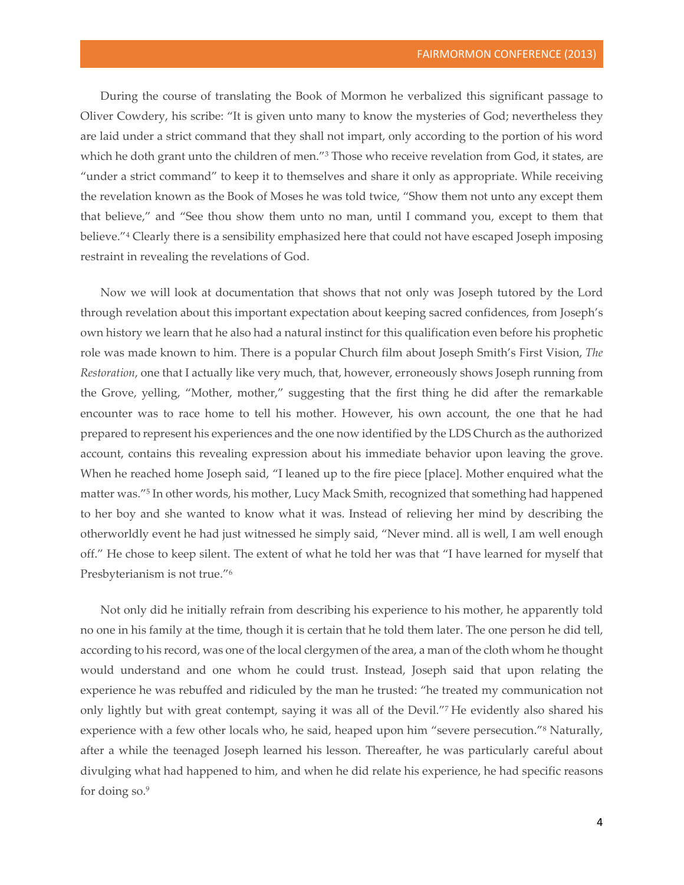During the course of translating the Book of Mormon he verbalized this significant passage to Oliver Cowdery, his scribe: "It is given unto many to know the mysteries of God; nevertheless they are laid under a strict command that they shall not impart, only according to the portion of his word which he doth grant unto the children of men."[3] Those who receive revelation from God, it states, are "under a strict command" to keep it to themselves and share it only as appropriate. While receiving the revelation known as the Book of Moses he was told twice, "Show them not unto any except them that believe," and "See thou show them unto no man, until I command you, except to them that believe."[4] Clearly there is a sensibility emphasized here that could not have escaped Joseph imposing restraint in revealing the revelations of God.

Now we will look at documentation that shows that not only was Joseph tutored by the Lord through revelation about this important expectation about keeping sacred confidences, from Joseph's own history we learn that he also had a natural instinct for this qualification even before his prophetic role was made known to him. There is a popular Church film about Joseph Smith's First Vision, *The Restoration*, one that I actually like very much, that, however, erroneously shows Joseph running from the Grove, yelling, "Mother, mother," suggesting that the first thing he did after the remarkable encounter was to race home to tell his mother. However, his own account, the one that he had prepared to represent his experiences and the one now identified by the LDS Church as the authorized account, contains this revealing expression about his immediate behavior upon leaving the grove. When he reached home Joseph said, "I leaned up to the fire piece [place]. Mother enquired what the matter was."[5] In other words, his mother, Lucy Mack Smith, recognized that something had happened to her boy and she wanted to know what it was. Instead of relieving her mind by describing the otherworldly event he had just witnessed he simply said, "Never mind. all is well, I am well enough off." He chose to keep silent. The extent of what he told her was that "I have learned for myself that Presbyterianism is not true."[6]

Not only did he initially refrain from describing his experience to his mother, he apparently told no one in his family at the time, though it is certain that he told them later. The one person he did tell, according to his record, was one of the local clergymen of the area, a man of the cloth whom he thought would understand and one whom he could trust. Instead, Joseph said that upon relating the experience he was rebuffed and ridiculed by the man he trusted: "he treated my communication not only lightly but with great contempt, saying it was all of the Devil."[7] He evidently also shared his experience with a few other locals who, he said, heaped upon him "severe persecution."[8] Naturally, after a while the teenaged Joseph learned his lesson. Thereafter, he was particularly careful about divulging what had happened to him, and when he did relate his experience, he had specific reasons for doing so.[9]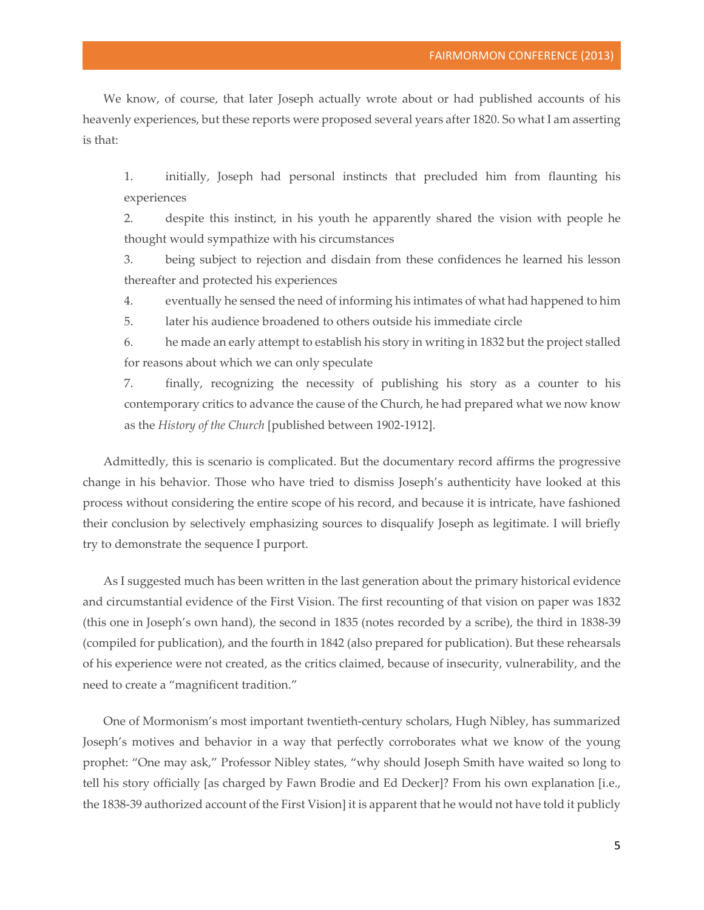We know, of course, that later Joseph actually wrote about or had published accounts of his heavenly experiences, but these reports were proposed several years after 1820. So what I am asserting is that:

1. initially, Joseph had personal instincts that precluded him from flaunting his experiences
2. despite this instinct, in his youth he apparently shared the vision with people he thought would sympathize with his circumstances
3. being subject to rejection and disdain from these confidences he learned his lesson thereafter and protected his experiences
4. eventually he sensed the need of informing his intimates of what had happened to him
5. later his audience broadened to others outside his immediate circle
6. he made an early attempt to establish his story in writing in 1832 but the project stalled for reasons about which we can only speculate
7. finally, recognizing the necessity of publishing his story as a counter to his contemporary critics to advance the cause of the Church, he had prepared what we now know as the *History of the Church* [published between 1902-1912].

Admittedly, this is scenario is complicated. But the documentary record affirms the progressive change in his behavior. Those who have tried to dismiss Joseph's authenticity have looked at this process without considering the entire scope of his record, and because it is intricate, have fashioned their conclusion by selectively emphasizing sources to disqualify Joseph as legitimate. I will briefly try to demonstrate the sequence I purport.

As I suggested much has been written in the last generation about the primary historical evidence and circumstantial evidence of the First Vision. The first recounting of that vision on paper was 1832 (this one in Joseph's own hand), the second in 1835 (notes recorded by a scribe), the third in 1838-39 (compiled for publication), and the fourth in 1842 (also prepared for publication). But these rehearsals of his experience were not created, as the critics claimed, because of insecurity, vulnerability, and the need to create a "magnificent tradition."

One of Mormonism's most important twentieth-century scholars, Hugh Nibley, has summarized Joseph's motives and behavior in a way that perfectly corroborates what we know of the young prophet: "One may ask," Professor Nibley states, "why should Joseph Smith have waited so long to tell his story officially [as charged by Fawn Brodie and Ed Decker]? From his own explanation [i.e., the 1838-39 authorized account of the First Vision] it is apparent that he would not have told it publicly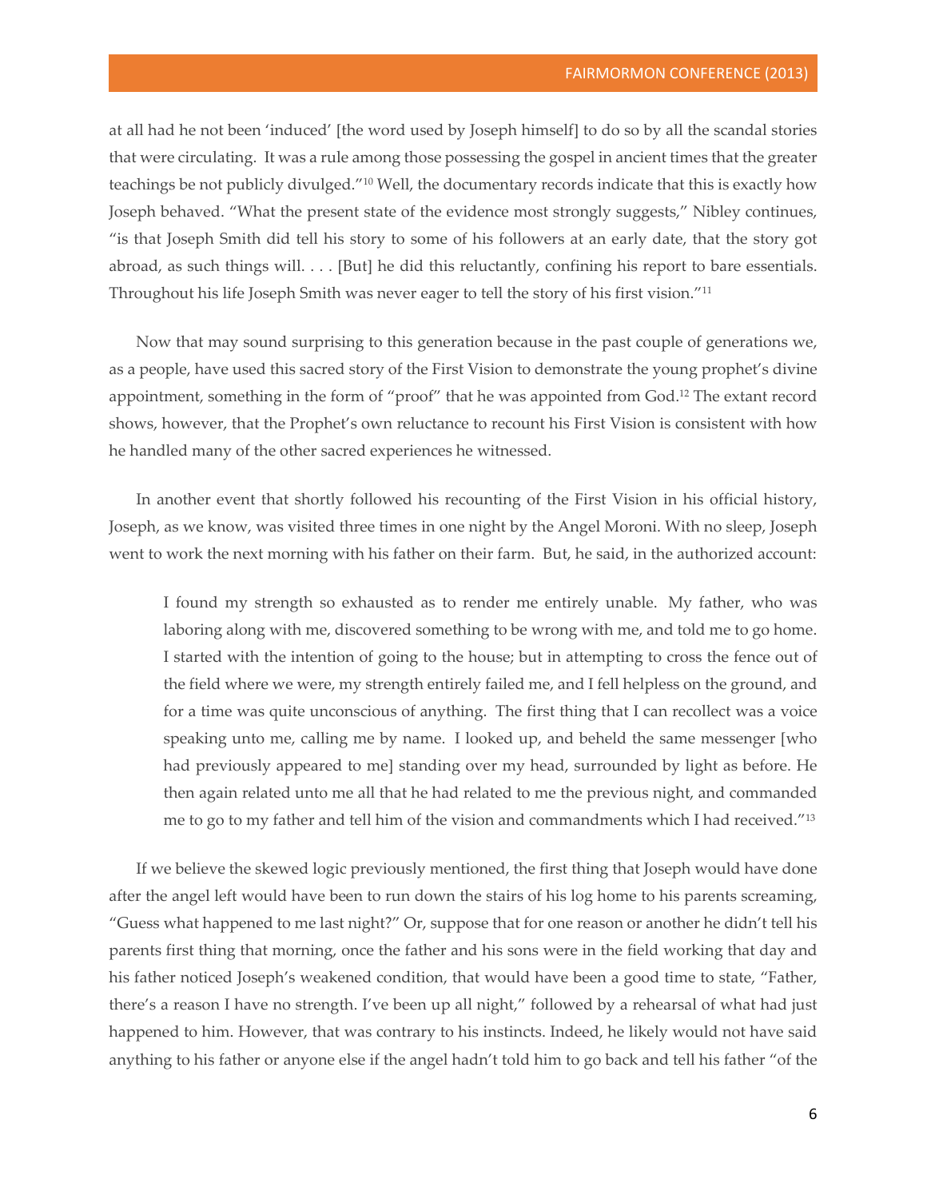at all had he not been 'induced' [the word used by Joseph himself] to do so by all the scandal stories that were circulating. It was a rule among those possessing the gospel in ancient times that the greater teachings be not publicly divulged."[10] Well, the documentary records indicate that this is exactly how Joseph behaved. "What the present state of the evidence most strongly suggests," Nibley continues, "is that Joseph Smith did tell his story to some of his followers at an early date, that the story got abroad, as such things will. . . . [But] he did this reluctantly, confining his report to bare essentials. Throughout his life Joseph Smith was never eager to tell the story of his first vision."[11]

Now that may sound surprising to this generation because in the past couple of generations we, as a people, have used this sacred story of the First Vision to demonstrate the young prophet's divine appointment, something in the form of "proof" that he was appointed from God.[12] The extant record shows, however, that the Prophet's own reluctance to recount his First Vision is consistent with how he handled many of the other sacred experiences he witnessed.

In another event that shortly followed his recounting of the First Vision in his official history, Joseph, as we know, was visited three times in one night by the Angel Moroni. With no sleep, Joseph went to work the next morning with his father on their farm. But, he said, in the authorized account:

> I found my strength so exhausted as to render me entirely unable. My father, who was laboring along with me, discovered something to be wrong with me, and told me to go home. I started with the intention of going to the house; but in attempting to cross the fence out of the field where we were, my strength entirely failed me, and I fell helpless on the ground, and for a time was quite unconscious of anything. The first thing that I can recollect was a voice speaking unto me, calling me by name. I looked up, and beheld the same messenger [who had previously appeared to me] standing over my head, surrounded by light as before. He then again related unto me all that he had related to me the previous night, and commanded me to go to my father and tell him of the vision and commandments which I had received."[13]

If we believe the skewed logic previously mentioned, the first thing that Joseph would have done after the angel left would have been to run down the stairs of his log home to his parents screaming, "Guess what happened to me last night?" Or, suppose that for one reason or another he didn't tell his parents first thing that morning, once the father and his sons were in the field working that day and his father noticed Joseph's weakened condition, that would have been a good time to state, "Father, there's a reason I have no strength. I've been up all night," followed by a rehearsal of what had just happened to him. However, that was contrary to his instincts. Indeed, he likely would not have said anything to his father or anyone else if the angel hadn't told him to go back and tell his father "of the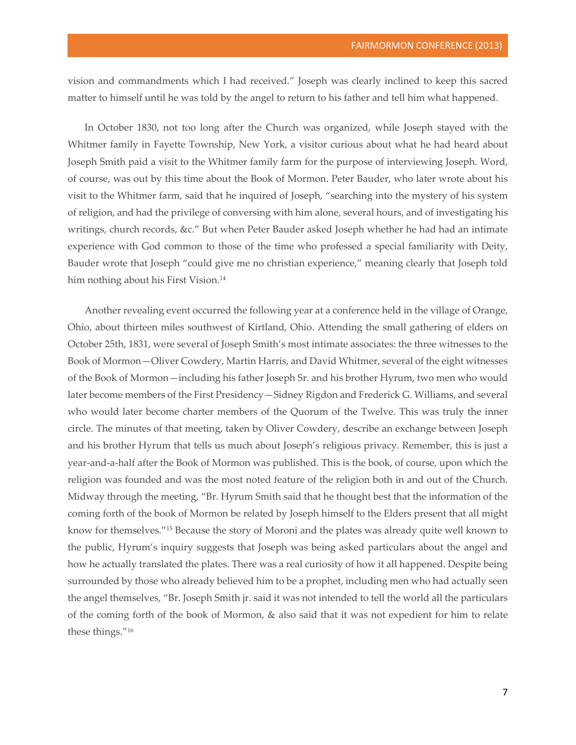vision and commandments which I had received." Joseph was clearly inclined to keep this sacred matter to himself until he was told by the angel to return to his father and tell him what happened.

In October 1830, not too long after the Church was organized, while Joseph stayed with the Whitmer family in Fayette Township, New York, a visitor curious about what he had heard about Joseph Smith paid a visit to the Whitmer family farm for the purpose of interviewing Joseph. Word, of course, was out by this time about the Book of Mormon. Peter Bauder, who later wrote about his visit to the Whitmer farm, said that he inquired of Joseph, "searching into the mystery of his system of religion, and had the privilege of conversing with him alone, several hours, and of investigating his writings, church records, &c." But when Peter Bauder asked Joseph whether he had had an intimate experience with God common to those of the time who professed a special familiarity with Deity, Bauder wrote that Joseph "could give me no christian experience," meaning clearly that Joseph told him nothing about his First Vision.[14]

Another revealing event occurred the following year at a conference held in the village of Orange, Ohio, about thirteen miles southwest of Kirtland, Ohio. Attending the small gathering of elders on October 25th, 1831, were several of Joseph Smith's most intimate associates: the three witnesses to the Book of Mormon—Oliver Cowdery, Martin Harris, and David Whitmer, several of the eight witnesses of the Book of Mormon—including his father Joseph Sr. and his brother Hyrum, two men who would later become members of the First Presidency—Sidney Rigdon and Frederick G. Williams, and several who would later become charter members of the Quorum of the Twelve. This was truly the inner circle. The minutes of that meeting, taken by Oliver Cowdery, describe an exchange between Joseph and his brother Hyrum that tells us much about Joseph's religious privacy. Remember, this is just a year-and-a-half after the Book of Mormon was published. This is the book, of course, upon which the religion was founded and was the most noted feature of the religion both in and out of the Church. Midway through the meeting, "Br. Hyrum Smith said that he thought best that the information of the coming forth of the book of Mormon be related by Joseph himself to the Elders present that all might know for themselves."[15] Because the story of Moroni and the plates was already quite well known to the public, Hyrum's inquiry suggests that Joseph was being asked particulars about the angel and how he actually translated the plates. There was a real curiosity of how it all happened. Despite being surrounded by those who already believed him to be a prophet, including men who had actually seen the angel themselves, "Br. Joseph Smith jr. said it was not intended to tell the world all the particulars of the coming forth of the book of Mormon, & also said that it was not expedient for him to relate these things."[16]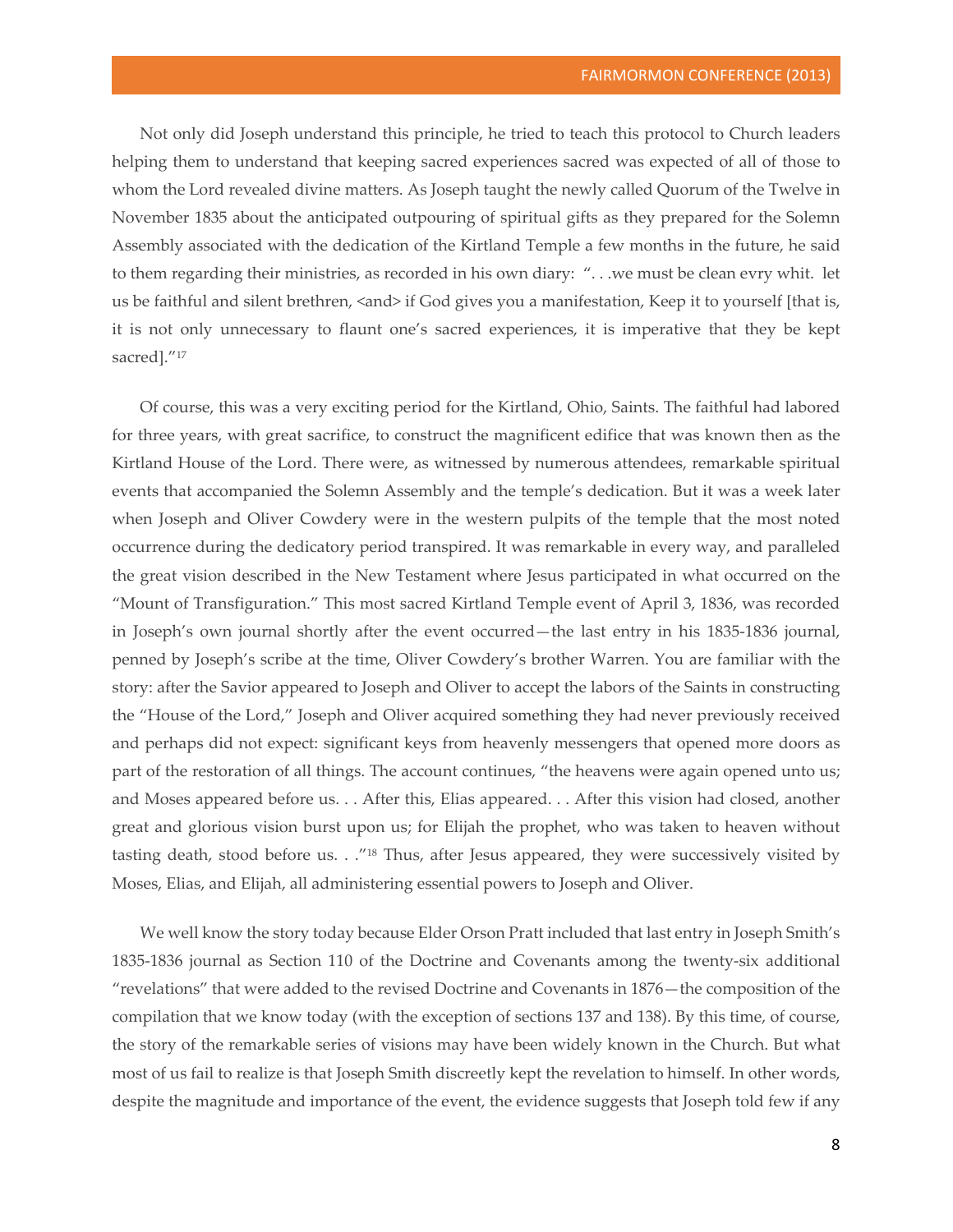Not only did Joseph understand this principle, he tried to teach this protocol to Church leaders helping them to understand that keeping sacred experiences sacred was expected of all of those to whom the Lord revealed divine matters. As Joseph taught the newly called Quorum of the Twelve in November 1835 about the anticipated outpouring of spiritual gifts as they prepared for the Solemn Assembly associated with the dedication of the Kirtland Temple a few months in the future, he said to them regarding their ministries, as recorded in his own diary: ". . .we must be clean evry whit. let us be faithful and silent brethren, <and> if God gives you a manifestation, Keep it to yourself [that is, it is not only unnecessary to flaunt one's sacred experiences, it is imperative that they be kept sacred]."[17]

Of course, this was a very exciting period for the Kirtland, Ohio, Saints. The faithful had labored for three years, with great sacrifice, to construct the magnificent edifice that was known then as the Kirtland House of the Lord. There were, as witnessed by numerous attendees, remarkable spiritual events that accompanied the Solemn Assembly and the temple's dedication. But it was a week later when Joseph and Oliver Cowdery were in the western pulpits of the temple that the most noted occurrence during the dedicatory period transpired. It was remarkable in every way, and paralleled the great vision described in the New Testament where Jesus participated in what occurred on the "Mount of Transfiguration." This most sacred Kirtland Temple event of April 3, 1836, was recorded in Joseph's own journal shortly after the event occurred—the last entry in his 1835-1836 journal, penned by Joseph's scribe at the time, Oliver Cowdery's brother Warren. You are familiar with the story: after the Savior appeared to Joseph and Oliver to accept the labors of the Saints in constructing the "House of the Lord," Joseph and Oliver acquired something they had never previously received and perhaps did not expect: significant keys from heavenly messengers that opened more doors as part of the restoration of all things. The account continues, "the heavens were again opened unto us; and Moses appeared before us. . . After this, Elias appeared. . . After this vision had closed, another great and glorious vision burst upon us; for Elijah the prophet, who was taken to heaven without tasting death, stood before us. . ."[18] Thus, after Jesus appeared, they were successively visited by Moses, Elias, and Elijah, all administering essential powers to Joseph and Oliver.

We well know the story today because Elder Orson Pratt included that last entry in Joseph Smith's 1835-1836 journal as Section 110 of the Doctrine and Covenants among the twenty-six additional "revelations" that were added to the revised Doctrine and Covenants in 1876—the composition of the compilation that we know today (with the exception of sections 137 and 138). By this time, of course, the story of the remarkable series of visions may have been widely known in the Church. But what most of us fail to realize is that Joseph Smith discreetly kept the revelation to himself. In other words, despite the magnitude and importance of the event, the evidence suggests that Joseph told few if any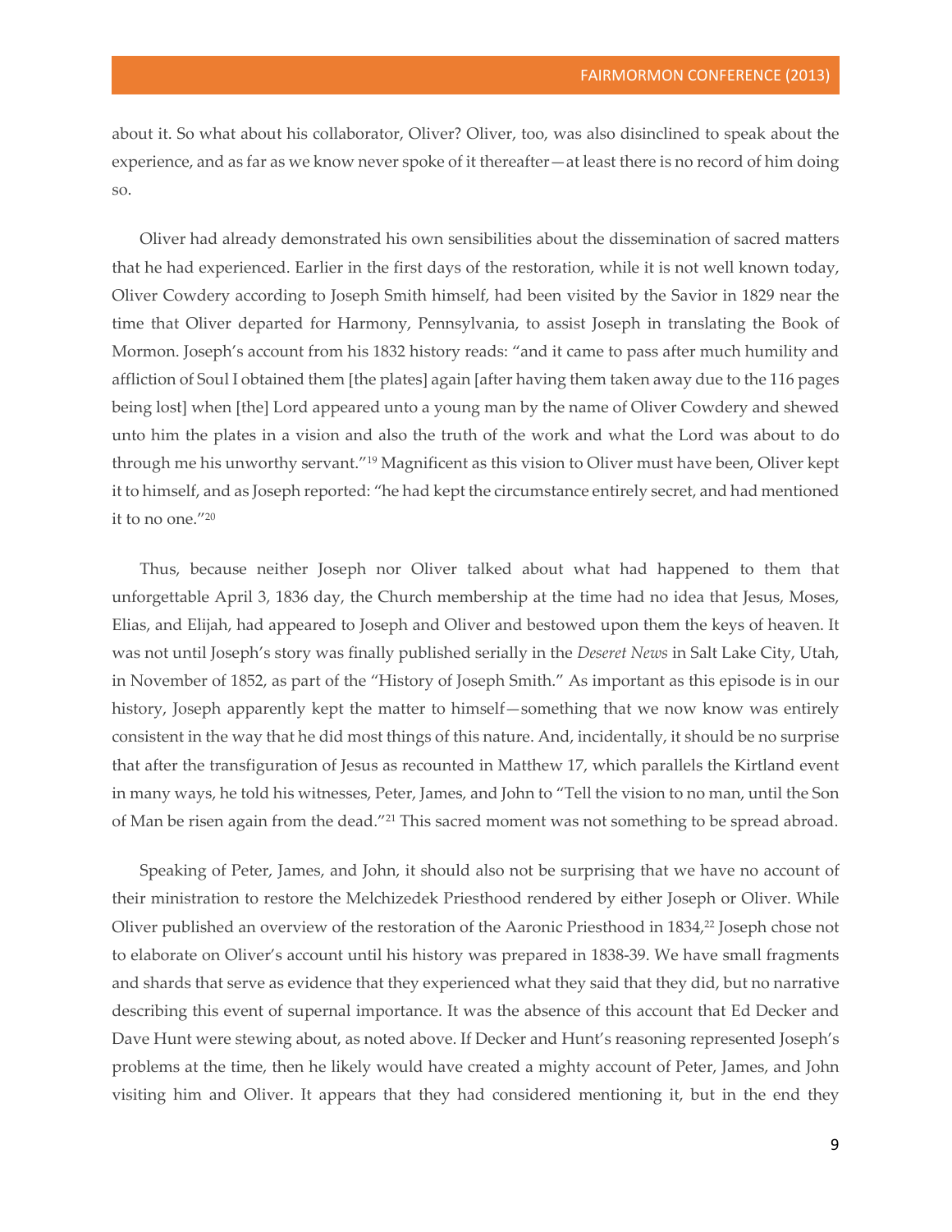about it. So what about his collaborator, Oliver? Oliver, too, was also disinclined to speak about the experience, and as far as we know never spoke of it thereafter—at least there is no record of him doing so.

Oliver had already demonstrated his own sensibilities about the dissemination of sacred matters that he had experienced. Earlier in the first days of the restoration, while it is not well known today, Oliver Cowdery according to Joseph Smith himself, had been visited by the Savior in 1829 near the time that Oliver departed for Harmony, Pennsylvania, to assist Joseph in translating the Book of Mormon. Joseph's account from his 1832 history reads: "and it came to pass after much humility and affliction of Soul I obtained them [the plates] again [after having them taken away due to the 116 pages being lost] when [the] Lord appeared unto a young man by the name of Oliver Cowdery and shewed unto him the plates in a vision and also the truth of the work and what the Lord was about to do through me his unworthy servant."[19] Magnificent as this vision to Oliver must have been, Oliver kept it to himself, and as Joseph reported: "he had kept the circumstance entirely secret, and had mentioned it to no one."[20]

Thus, because neither Joseph nor Oliver talked about what had happened to them that unforgettable April 3, 1836 day, the Church membership at the time had no idea that Jesus, Moses, Elias, and Elijah, had appeared to Joseph and Oliver and bestowed upon them the keys of heaven. It was not until Joseph's story was finally published serially in the *Deseret News* in Salt Lake City, Utah, in November of 1852, as part of the "History of Joseph Smith." As important as this episode is in our history, Joseph apparently kept the matter to himself—something that we now know was entirely consistent in the way that he did most things of this nature. And, incidentally, it should be no surprise that after the transfiguration of Jesus as recounted in Matthew 17, which parallels the Kirtland event in many ways, he told his witnesses, Peter, James, and John to "Tell the vision to no man, until the Son of Man be risen again from the dead."[21] This sacred moment was not something to be spread abroad.

Speaking of Peter, James, and John, it should also not be surprising that we have no account of their ministration to restore the Melchizedek Priesthood rendered by either Joseph or Oliver. While Oliver published an overview of the restoration of the Aaronic Priesthood in 1834,[22] Joseph chose not to elaborate on Oliver's account until his history was prepared in 1838-39. We have small fragments and shards that serve as evidence that they experienced what they said that they did, but no narrative describing this event of supernal importance. It was the absence of this account that Ed Decker and Dave Hunt were stewing about, as noted above. If Decker and Hunt's reasoning represented Joseph's problems at the time, then he likely would have created a mighty account of Peter, James, and John visiting him and Oliver. It appears that they had considered mentioning it, but in the end they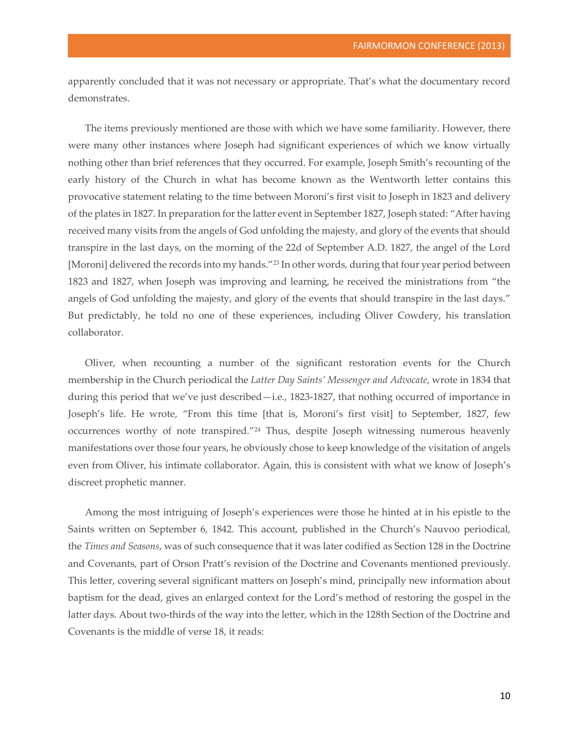apparently concluded that it was not necessary or appropriate. That's what the documentary record demonstrates.

The items previously mentioned are those with which we have some familiarity. However, there were many other instances where Joseph had significant experiences of which we know virtually nothing other than brief references that they occurred. For example, Joseph Smith's recounting of the early history of the Church in what has become known as the Wentworth letter contains this provocative statement relating to the time between Moroni's first visit to Joseph in 1823 and delivery of the plates in 1827. In preparation for the latter event in September 1827, Joseph stated: "After having received many visits from the angels of God unfolding the majesty, and glory of the events that should transpire in the last days, on the morning of the 22d of September A.D. 1827, the angel of the Lord [Moroni] delivered the records into my hands."[23] In other words, during that four year period between 1823 and 1827, when Joseph was improving and learning, he received the ministrations from "the angels of God unfolding the majesty, and glory of the events that should transpire in the last days." But predictably, he told no one of these experiences, including Oliver Cowdery, his translation collaborator.

Oliver, when recounting a number of the significant restoration events for the Church membership in the Church periodical the *Latter Day Saints' Messenger and Advocate*, wrote in 1834 that during this period that we've just described—i.e., 1823-1827, that nothing occurred of importance in Joseph's life. He wrote, "From this time [that is, Moroni's first visit] to September, 1827, few occurrences worthy of note transpired."[24] Thus, despite Joseph witnessing numerous heavenly manifestations over those four years, he obviously chose to keep knowledge of the visitation of angels even from Oliver, his intimate collaborator. Again, this is consistent with what we know of Joseph's discreet prophetic manner.

Among the most intriguing of Joseph's experiences were those he hinted at in his epistle to the Saints written on September 6, 1842. This account, published in the Church's Nauvoo periodical, the *Times and Seasons*, was of such consequence that it was later codified as Section 128 in the Doctrine and Covenants, part of Orson Pratt's revision of the Doctrine and Covenants mentioned previously. This letter, covering several significant matters on Joseph's mind, principally new information about baptism for the dead, gives an enlarged context for the Lord's method of restoring the gospel in the latter days. About two-thirds of the way into the letter, which in the 128th Section of the Doctrine and Covenants is the middle of verse 18, it reads: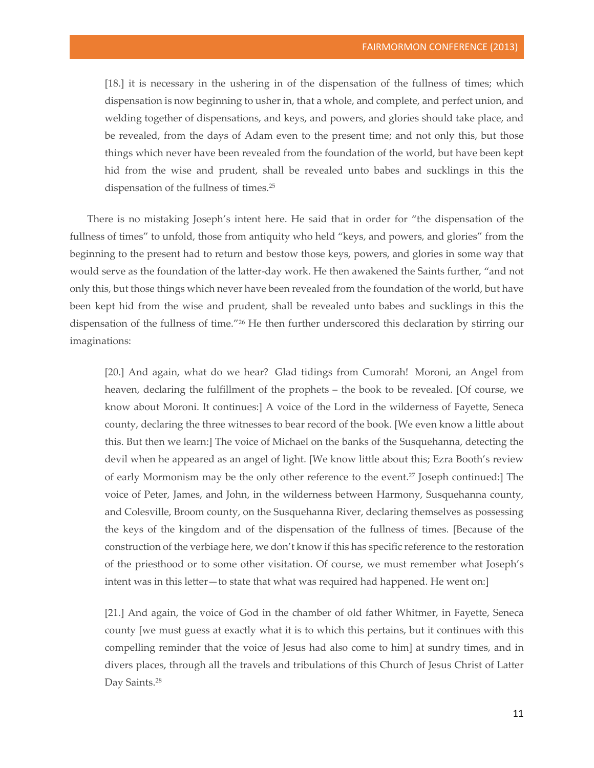> [18.] it is necessary in the ushering in of the dispensation of the fullness of times; which dispensation is now beginning to usher in, that a whole, and complete, and perfect union, and welding together of dispensations, and keys, and powers, and glories should take place, and be revealed, from the days of Adam even to the present time; and not only this, but those things which never have been revealed from the foundation of the world, but have been kept hid from the wise and prudent, shall be revealed unto babes and sucklings in this the dispensation of the fullness of times.[25]

There is no mistaking Joseph's intent here. He said that in order for "the dispensation of the fullness of times" to unfold, those from antiquity who held "keys, and powers, and glories" from the beginning to the present had to return and bestow those keys, powers, and glories in some way that would serve as the foundation of the latter-day work. He then awakened the Saints further, "and not only this, but those things which never have been revealed from the foundation of the world, but have been kept hid from the wise and prudent, shall be revealed unto babes and sucklings in this the dispensation of the fullness of time."[26] He then further underscored this declaration by stirring our imaginations:

> [20.] And again, what do we hear? Glad tidings from Cumorah! Moroni, an Angel from heaven, declaring the fulfillment of the prophets – the book to be revealed. [Of course, we know about Moroni. It continues:] A voice of the Lord in the wilderness of Fayette, Seneca county, declaring the three witnesses to bear record of the book. [We even know a little about this. But then we learn:] The voice of Michael on the banks of the Susquehanna, detecting the devil when he appeared as an angel of light. [We know little about this; Ezra Booth's review of early Mormonism may be the only other reference to the event.[27] Joseph continued:] The voice of Peter, James, and John, in the wilderness between Harmony, Susquehanna county, and Colesville, Broom county, on the Susquehanna River, declaring themselves as possessing the keys of the kingdom and of the dispensation of the fullness of times. [Because of the construction of the verbiage here, we don't know if this has specific reference to the restoration of the priesthood or to some other visitation. Of course, we must remember what Joseph's intent was in this letter—to state that what was required had happened. He went on:]

> [21.] And again, the voice of God in the chamber of old father Whitmer, in Fayette, Seneca county [we must guess at exactly what it is to which this pertains, but it continues with this compelling reminder that the voice of Jesus had also come to him] at sundry times, and in divers places, through all the travels and tribulations of this Church of Jesus Christ of Latter Day Saints.[28]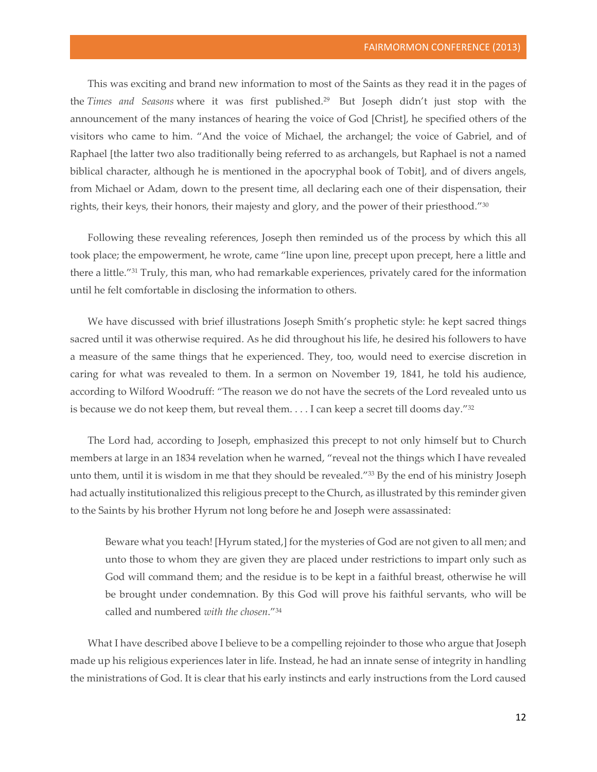This was exciting and brand new information to most of the Saints as they read it in the pages of the *Times and Seasons* where it was first published.[29] But Joseph didn't just stop with the announcement of the many instances of hearing the voice of God [Christ], he specified others of the visitors who came to him. "And the voice of Michael, the archangel; the voice of Gabriel, and of Raphael [the latter two also traditionally being referred to as archangels, but Raphael is not a named biblical character, although he is mentioned in the apocryphal book of Tobit], and of divers angels, from Michael or Adam, down to the present time, all declaring each one of their dispensation, their rights, their keys, their honors, their majesty and glory, and the power of their priesthood."[30]

Following these revealing references, Joseph then reminded us of the process by which this all took place; the empowerment, he wrote, came "line upon line, precept upon precept, here a little and there a little."[31] Truly, this man, who had remarkable experiences, privately cared for the information until he felt comfortable in disclosing the information to others.

We have discussed with brief illustrations Joseph Smith's prophetic style: he kept sacred things sacred until it was otherwise required. As he did throughout his life, he desired his followers to have a measure of the same things that he experienced. They, too, would need to exercise discretion in caring for what was revealed to them. In a sermon on November 19, 1841, he told his audience, according to Wilford Woodruff: "The reason we do not have the secrets of the Lord revealed unto us is because we do not keep them, but reveal them. . . . I can keep a secret till dooms day."[32]

The Lord had, according to Joseph, emphasized this precept to not only himself but to Church members at large in an 1834 revelation when he warned, "reveal not the things which I have revealed unto them, until it is wisdom in me that they should be revealed."[33] By the end of his ministry Joseph had actually institutionalized this religious precept to the Church, as illustrated by this reminder given to the Saints by his brother Hyrum not long before he and Joseph were assassinated:

> Beware what you teach! [Hyrum stated,] for the mysteries of God are not given to all men; and unto those to whom they are given they are placed under restrictions to impart only such as God will command them; and the residue is to be kept in a faithful breast, otherwise he will be brought under condemnation. By this God will prove his faithful servants, who will be called and numbered *with the chosen*."[34]

What I have described above I believe to be a compelling rejoinder to those who argue that Joseph made up his religious experiences later in life. Instead, he had an innate sense of integrity in handling the ministrations of God. It is clear that his early instincts and early instructions from the Lord caused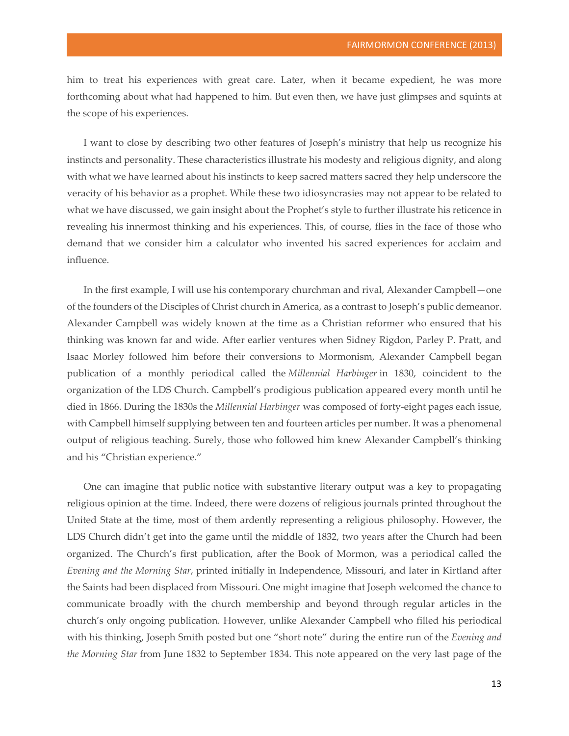him to treat his experiences with great care. Later, when it became expedient, he was more forthcoming about what had happened to him. But even then, we have just glimpses and squints at the scope of his experiences.

I want to close by describing two other features of Joseph's ministry that help us recognize his instincts and personality. These characteristics illustrate his modesty and religious dignity, and along with what we have learned about his instincts to keep sacred matters sacred they help underscore the veracity of his behavior as a prophet. While these two idiosyncrasies may not appear to be related to what we have discussed, we gain insight about the Prophet's style to further illustrate his reticence in revealing his innermost thinking and his experiences. This, of course, flies in the face of those who demand that we consider him a calculator who invented his sacred experiences for acclaim and influence.

In the first example, I will use his contemporary churchman and rival, Alexander Campbell—one of the founders of the Disciples of Christ church in America, as a contrast to Joseph's public demeanor. Alexander Campbell was widely known at the time as a Christian reformer who ensured that his thinking was known far and wide. After earlier ventures when Sidney Rigdon, Parley P. Pratt, and Isaac Morley followed him before their conversions to Mormonism, Alexander Campbell began publication of a monthly periodical called the *Millennial Harbinger* in 1830, coincident to the organization of the LDS Church. Campbell's prodigious publication appeared every month until he died in 1866. During the 1830s the *Millennial Harbinger* was composed of forty-eight pages each issue, with Campbell himself supplying between ten and fourteen articles per number. It was a phenomenal output of religious teaching. Surely, those who followed him knew Alexander Campbell's thinking and his "Christian experience."

One can imagine that public notice with substantive literary output was a key to propagating religious opinion at the time. Indeed, there were dozens of religious journals printed throughout the United State at the time, most of them ardently representing a religious philosophy. However, the LDS Church didn't get into the game until the middle of 1832, two years after the Church had been organized. The Church's first publication, after the Book of Mormon, was a periodical called the *Evening and the Morning Star*, printed initially in Independence, Missouri, and later in Kirtland after the Saints had been displaced from Missouri. One might imagine that Joseph welcomed the chance to communicate broadly with the church membership and beyond through regular articles in the church's only ongoing publication. However, unlike Alexander Campbell who filled his periodical with his thinking, Joseph Smith posted but one "short note" during the entire run of the *Evening and the Morning Star* from June 1832 to September 1834. This note appeared on the very last page of the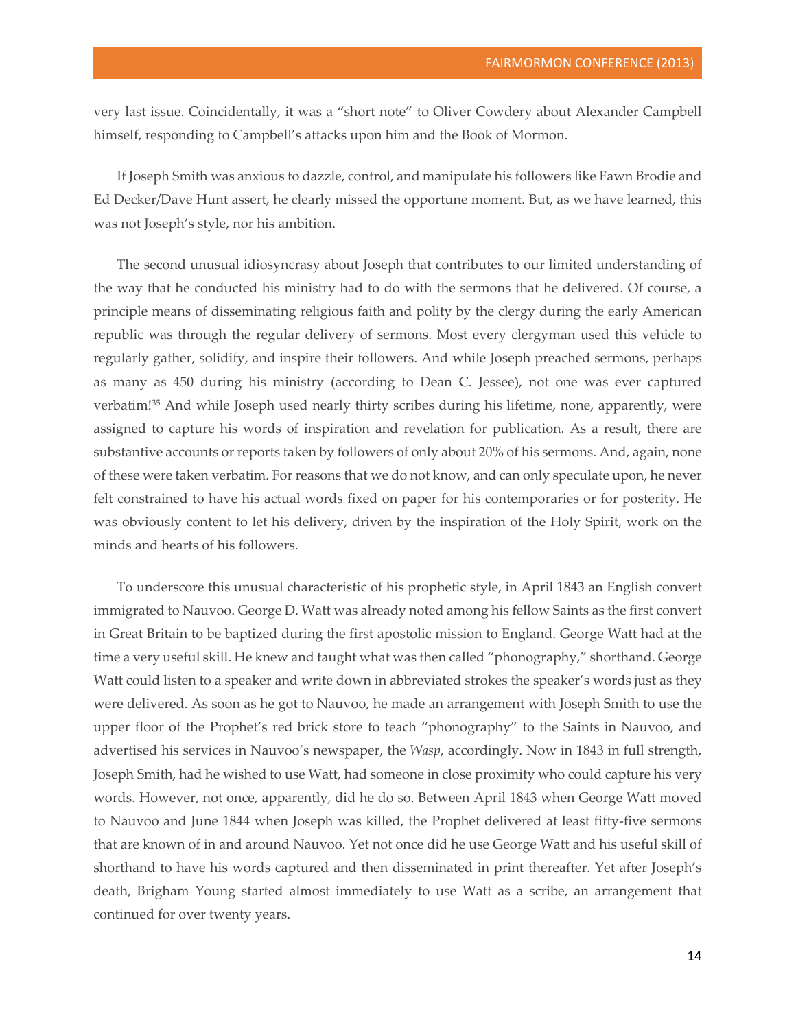very last issue. Coincidentally, it was a "short note" to Oliver Cowdery about Alexander Campbell himself, responding to Campbell's attacks upon him and the Book of Mormon.

If Joseph Smith was anxious to dazzle, control, and manipulate his followers like Fawn Brodie and Ed Decker/Dave Hunt assert, he clearly missed the opportune moment. But, as we have learned, this was not Joseph's style, nor his ambition.

The second unusual idiosyncrasy about Joseph that contributes to our limited understanding of the way that he conducted his ministry had to do with the sermons that he delivered. Of course, a principle means of disseminating religious faith and polity by the clergy during the early American republic was through the regular delivery of sermons. Most every clergyman used this vehicle to regularly gather, solidify, and inspire their followers. And while Joseph preached sermons, perhaps as many as 450 during his ministry (according to Dean C. Jessee), not one was ever captured verbatim![35] And while Joseph used nearly thirty scribes during his lifetime, none, apparently, were assigned to capture his words of inspiration and revelation for publication. As a result, there are substantive accounts or reports taken by followers of only about 20% of his sermons. And, again, none of these were taken verbatim. For reasons that we do not know, and can only speculate upon, he never felt constrained to have his actual words fixed on paper for his contemporaries or for posterity. He was obviously content to let his delivery, driven by the inspiration of the Holy Spirit, work on the minds and hearts of his followers.

To underscore this unusual characteristic of his prophetic style, in April 1843 an English convert immigrated to Nauvoo. George D. Watt was already noted among his fellow Saints as the first convert in Great Britain to be baptized during the first apostolic mission to England. George Watt had at the time a very useful skill. He knew and taught what was then called "phonography," shorthand. George Watt could listen to a speaker and write down in abbreviated strokes the speaker's words just as they were delivered. As soon as he got to Nauvoo, he made an arrangement with Joseph Smith to use the upper floor of the Prophet's red brick store to teach "phonography" to the Saints in Nauvoo, and advertised his services in Nauvoo's newspaper, the *Wasp*, accordingly. Now in 1843 in full strength, Joseph Smith, had he wished to use Watt, had someone in close proximity who could capture his very words. However, not once, apparently, did he do so. Between April 1843 when George Watt moved to Nauvoo and June 1844 when Joseph was killed, the Prophet delivered at least fifty-five sermons that are known of in and around Nauvoo. Yet not once did he use George Watt and his useful skill of shorthand to have his words captured and then disseminated in print thereafter. Yet after Joseph's death, Brigham Young started almost immediately to use Watt as a scribe, an arrangement that continued for over twenty years.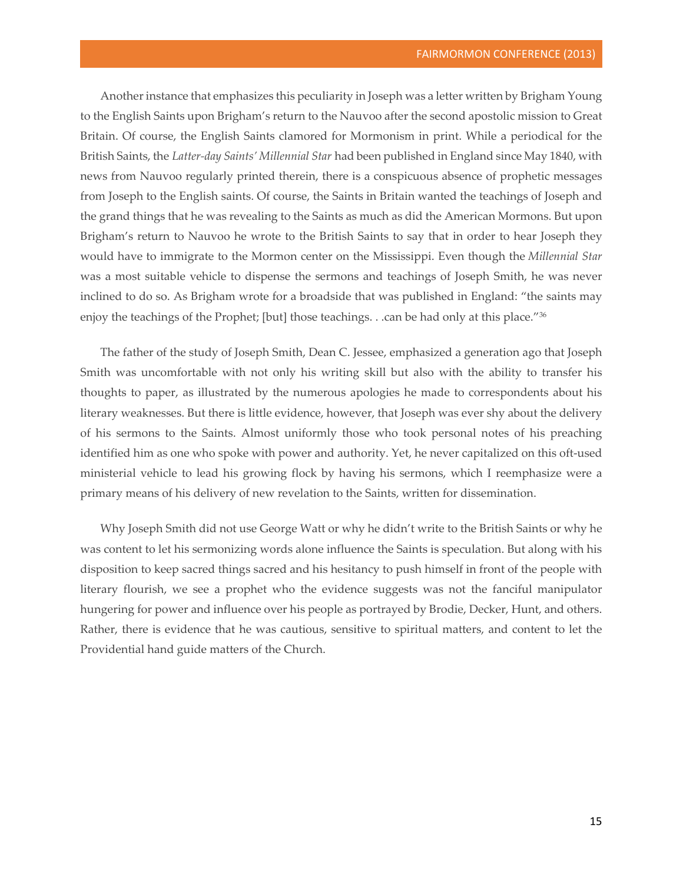Another instance that emphasizes this peculiarity in Joseph was a letter written by Brigham Young to the English Saints upon Brigham's return to the Nauvoo after the second apostolic mission to Great Britain. Of course, the English Saints clamored for Mormonism in print. While a periodical for the British Saints, the *Latter-day Saints' Millennial Star* had been published in England since May 1840, with news from Nauvoo regularly printed therein, there is a conspicuous absence of prophetic messages from Joseph to the English saints. Of course, the Saints in Britain wanted the teachings of Joseph and the grand things that he was revealing to the Saints as much as did the American Mormons. But upon Brigham's return to Nauvoo he wrote to the British Saints to say that in order to hear Joseph they would have to immigrate to the Mormon center on the Mississippi. Even though the *Millennial Star* was a most suitable vehicle to dispense the sermons and teachings of Joseph Smith, he was never inclined to do so. As Brigham wrote for a broadside that was published in England: "the saints may enjoy the teachings of the Prophet; [but] those teachings. . .can be had only at this place."[36]

The father of the study of Joseph Smith, Dean C. Jessee, emphasized a generation ago that Joseph Smith was uncomfortable with not only his writing skill but also with the ability to transfer his thoughts to paper, as illustrated by the numerous apologies he made to correspondents about his literary weaknesses. But there is little evidence, however, that Joseph was ever shy about the delivery of his sermons to the Saints. Almost uniformly those who took personal notes of his preaching identified him as one who spoke with power and authority. Yet, he never capitalized on this oft-used ministerial vehicle to lead his growing flock by having his sermons, which I reemphasize were a primary means of his delivery of new revelation to the Saints, written for dissemination.

Why Joseph Smith did not use George Watt or why he didn't write to the British Saints or why he was content to let his sermonizing words alone influence the Saints is speculation. But along with his disposition to keep sacred things sacred and his hesitancy to push himself in front of the people with literary flourish, we see a prophet who the evidence suggests was not the fanciful manipulator hungering for power and influence over his people as portrayed by Brodie, Decker, Hunt, and others. Rather, there is evidence that he was cautious, sensitive to spiritual matters, and content to let the Providential hand guide matters of the Church.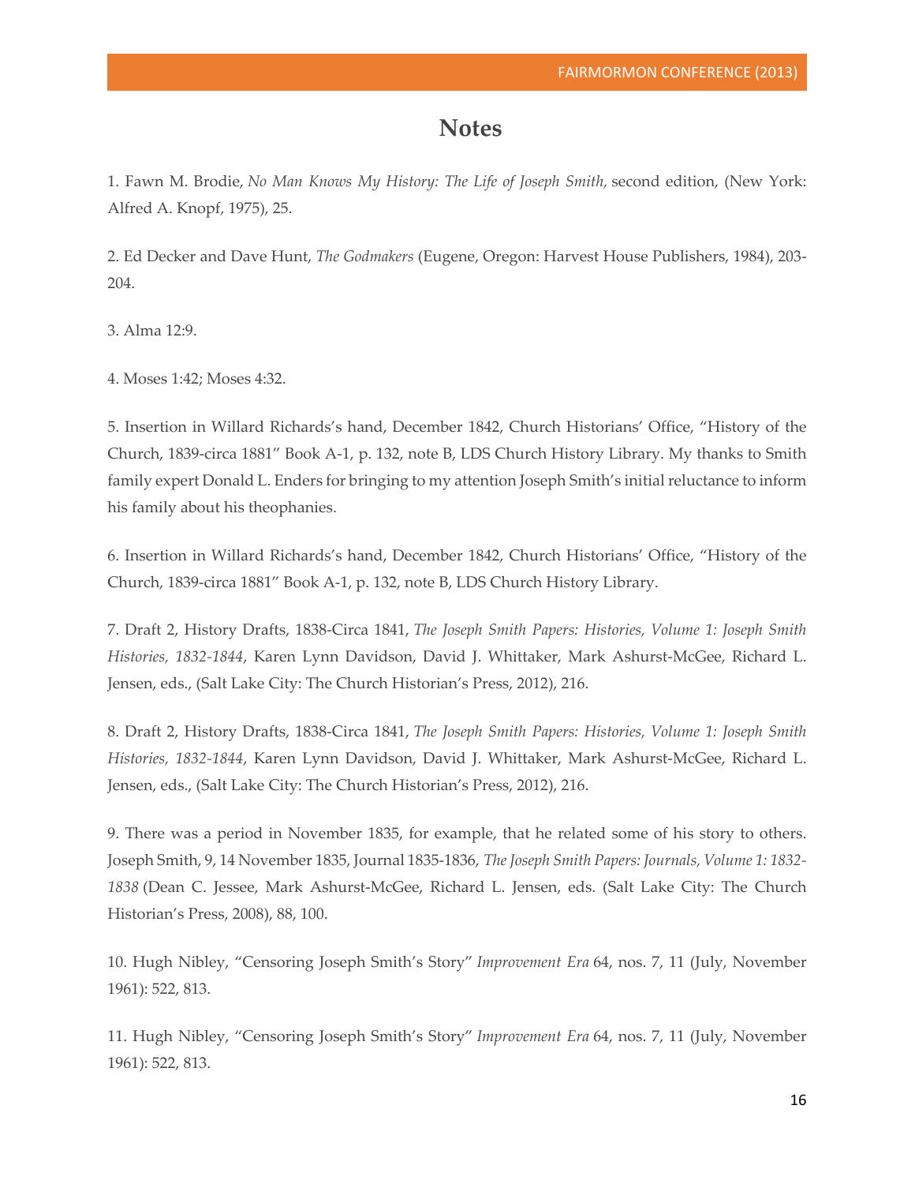# Notes

1. Fawn M. Brodie, *No Man Knows My History: The Life of Joseph Smith,* second edition, (New York: Alfred A. Knopf, 1975), 25.

2. Ed Decker and Dave Hunt, *The Godmakers* (Eugene, Oregon: Harvest House Publishers, 1984), 203-204.

3. Alma 12:9.

4. Moses 1:42; Moses 4:32.

5. Insertion in Willard Richards's hand, December 1842, Church Historians' Office, "History of the Church, 1839-circa 1881" Book A-1, p. 132, note B, LDS Church History Library. My thanks to Smith family expert Donald L. Enders for bringing to my attention Joseph Smith's initial reluctance to inform his family about his theophanies.

6. Insertion in Willard Richards's hand, December 1842, Church Historians' Office, "History of the Church, 1839-circa 1881" Book A-1, p. 132, note B, LDS Church History Library.

7. Draft 2, History Drafts, 1838-Circa 1841, *The Joseph Smith Papers: Histories, Volume 1: Joseph Smith Histories, 1832-1844*, Karen Lynn Davidson, David J. Whittaker, Mark Ashurst-McGee, Richard L. Jensen, eds., (Salt Lake City: The Church Historian's Press, 2012), 216.

8. Draft 2, History Drafts, 1838-Circa 1841, *The Joseph Smith Papers: Histories, Volume 1: Joseph Smith Histories, 1832-1844*, Karen Lynn Davidson, David J. Whittaker, Mark Ashurst-McGee, Richard L. Jensen, eds., (Salt Lake City: The Church Historian's Press, 2012), 216.

9. There was a period in November 1835, for example, that he related some of his story to others. Joseph Smith, 9, 14 November 1835, Journal 1835-1836, *The Joseph Smith Papers: Journals, Volume 1: 1832-1838* (Dean C. Jessee, Mark Ashurst-McGee, Richard L. Jensen, eds. (Salt Lake City: The Church Historian's Press, 2008), 88, 100.

10. Hugh Nibley, "Censoring Joseph Smith's Story" *Improvement Era* 64, nos. 7, 11 (July, November 1961): 522, 813.

11. Hugh Nibley, "Censoring Joseph Smith's Story" *Improvement Era* 64, nos. 7, 11 (July, November 1961): 522, 813.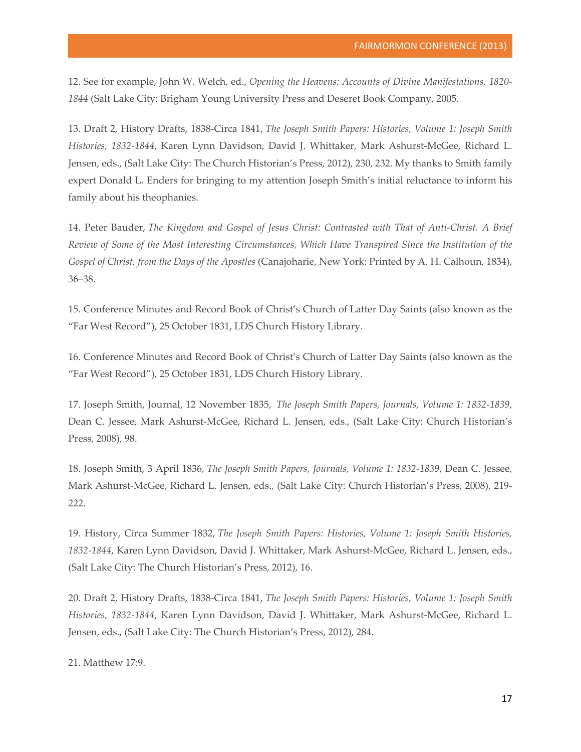12. See for example, John W. Welch, ed., *Opening the Heavens: Accounts of Divine Manifestations, 1820-1844* (Salt Lake City: Brigham Young University Press and Deseret Book Company, 2005.

13. Draft 2, History Drafts, 1838-Circa 1841, *The Joseph Smith Papers: Histories, Volume 1: Joseph Smith Histories, 1832-1844*, Karen Lynn Davidson, David J. Whittaker, Mark Ashurst-McGee, Richard L. Jensen, eds., (Salt Lake City: The Church Historian's Press, 2012), 230, 232. My thanks to Smith family expert Donald L. Enders for bringing to my attention Joseph Smith's initial reluctance to inform his family about his theophanies.

14. Peter Bauder, *The Kingdom and Gospel of Jesus Christ: Contrasted with That of Anti-Christ. A Brief Review of Some of the Most Interesting Circumstances, Which Have Transpired Since the Institution of the Gospel of Christ, from the Days of the Apostles* (Canajoharie, New York: Printed by A. H. Calhoun, 1834), 36–38.

15. Conference Minutes and Record Book of Christ's Church of Latter Day Saints (also known as the "Far West Record"), 25 October 1831, LDS Church History Library.

16. Conference Minutes and Record Book of Christ's Church of Latter Day Saints (also known as the "Far West Record"), 25 October 1831, LDS Church History Library.

17. Joseph Smith, Journal, 12 November 1835, *The Joseph Smith Papers, Journals, Volume 1: 1832-1839*, Dean C. Jessee, Mark Ashurst-McGee, Richard L. Jensen, eds., (Salt Lake City: Church Historian's Press, 2008), 98.

18. Joseph Smith, 3 April 1836, *The Joseph Smith Papers, Journals, Volume 1: 1832-1839*, Dean C. Jessee, Mark Ashurst-McGee, Richard L. Jensen, eds., (Salt Lake City: Church Historian's Press, 2008), 219-222.

19. History, Circa Summer 1832, *The Joseph Smith Papers: Histories, Volume 1: Joseph Smith Histories, 1832-1844*, Karen Lynn Davidson, David J. Whittaker, Mark Ashurst-McGee, Richard L. Jensen, eds., (Salt Lake City: The Church Historian's Press, 2012), 16.

20. Draft 2, History Drafts, 1838-Circa 1841, *The Joseph Smith Papers: Histories, Volume 1: Joseph Smith Histories, 1832-1844*, Karen Lynn Davidson, David J. Whittaker, Mark Ashurst-McGee, Richard L. Jensen, eds., (Salt Lake City: The Church Historian's Press, 2012), 284.

21. Matthew 17:9.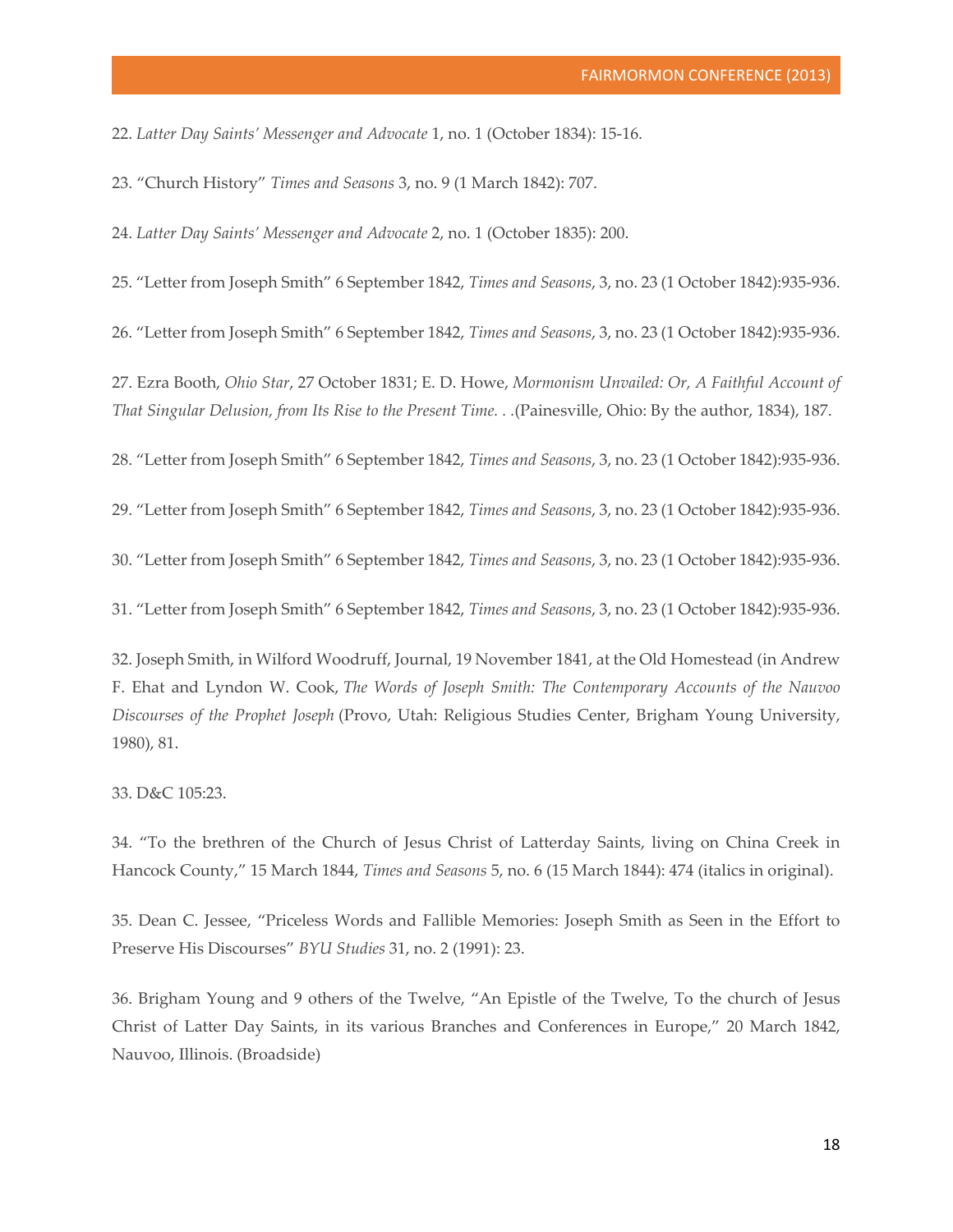22. *Latter Day Saints' Messenger and Advocate* 1, no. 1 (October 1834): 15-16.

23. "Church History" *Times and Seasons* 3, no. 9 (1 March 1842): 707.

24. *Latter Day Saints' Messenger and Advocate* 2, no. 1 (October 1835): 200.

25. "Letter from Joseph Smith" 6 September 1842, *Times and Seasons*, 3, no. 23 (1 October 1842):935-936.

26. "Letter from Joseph Smith" 6 September 1842, *Times and Seasons*, 3, no. 23 (1 October 1842):935-936.

27. Ezra Booth, *Ohio Star*, 27 October 1831; E. D. Howe, *Mormonism Unvailed: Or, A Faithful Account of That Singular Delusion, from Its Rise to the Present Time. . .*(Painesville, Ohio: By the author, 1834), 187.

28. "Letter from Joseph Smith" 6 September 1842, *Times and Seasons*, 3, no. 23 (1 October 1842):935-936.

29. "Letter from Joseph Smith" 6 September 1842, *Times and Seasons*, 3, no. 23 (1 October 1842):935-936.

30. "Letter from Joseph Smith" 6 September 1842, *Times and Seasons*, 3, no. 23 (1 October 1842):935-936.

31. "Letter from Joseph Smith" 6 September 1842, *Times and Seasons*, 3, no. 23 (1 October 1842):935-936.

32. Joseph Smith, in Wilford Woodruff, Journal, 19 November 1841, at the Old Homestead (in Andrew F. Ehat and Lyndon W. Cook, *The Words of Joseph Smith: The Contemporary Accounts of the Nauvoo Discourses of the Prophet Joseph* (Provo, Utah: Religious Studies Center, Brigham Young University, 1980), 81.

33. D&C 105:23.

34. "To the brethren of the Church of Jesus Christ of Latterday Saints, living on China Creek in Hancock County," 15 March 1844, *Times and Seasons* 5, no. 6 (15 March 1844): 474 (italics in original).

35. Dean C. Jessee, "Priceless Words and Fallible Memories: Joseph Smith as Seen in the Effort to Preserve His Discourses" *BYU Studies* 31, no. 2 (1991): 23.

36. Brigham Young and 9 others of the Twelve, "An Epistle of the Twelve, To the church of Jesus Christ of Latter Day Saints, in its various Branches and Conferences in Europe," 20 March 1842, Nauvoo, Illinois. (Broadside)